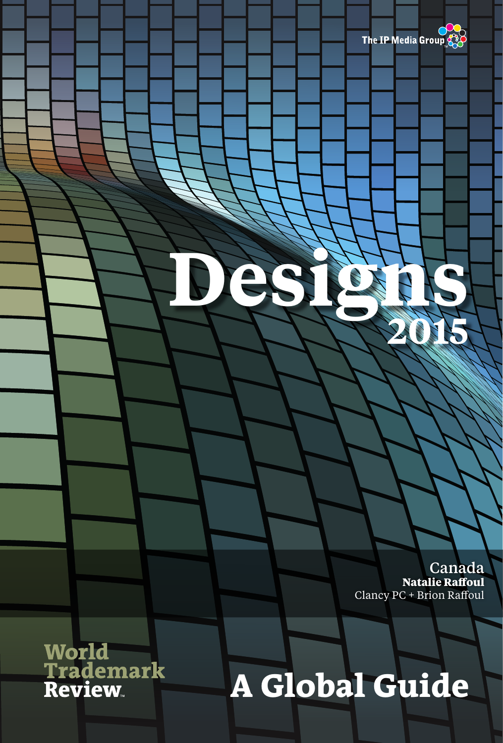The IP Media Group

# Designs 2015

Canada
**Natalie Raffoul**
Clancy PC + Brion Raffoul

World Trademark Review

## A Global Guide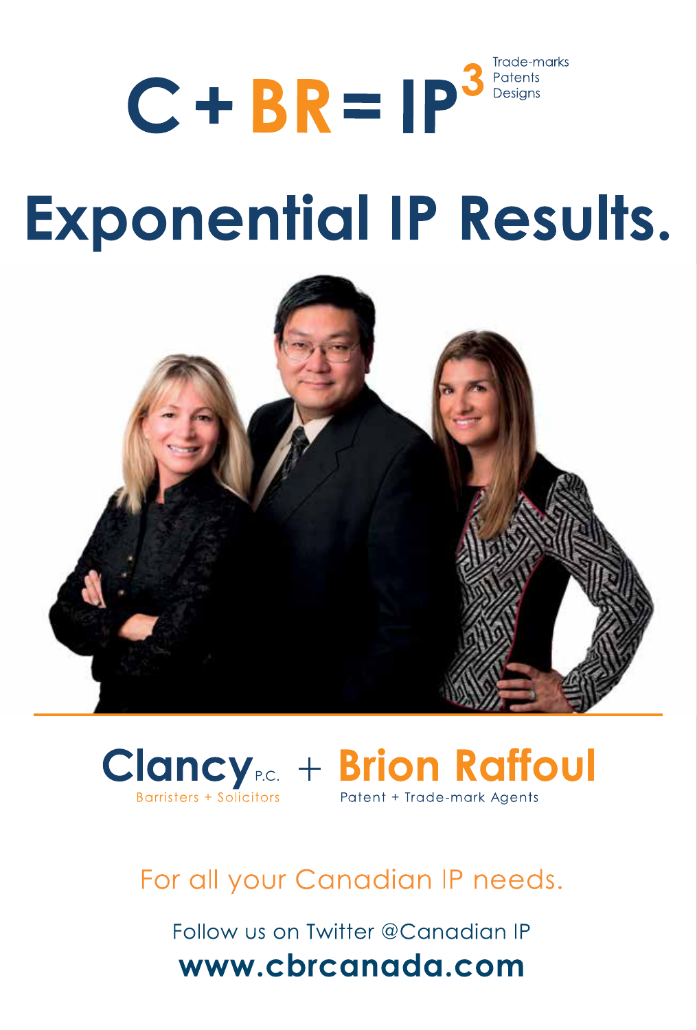# $C + BR = IP^3$

Trade-marks
Patents
Designs

# Exponential IP Results.

**Clancy** P.C.
Barristers + Solicitors

\+

**Brion Raffoul**
Patent + Trade-mark Agents

For all your Canadian IP needs.

Follow us on Twitter @Canadian IP

**www.cbrcanada.com**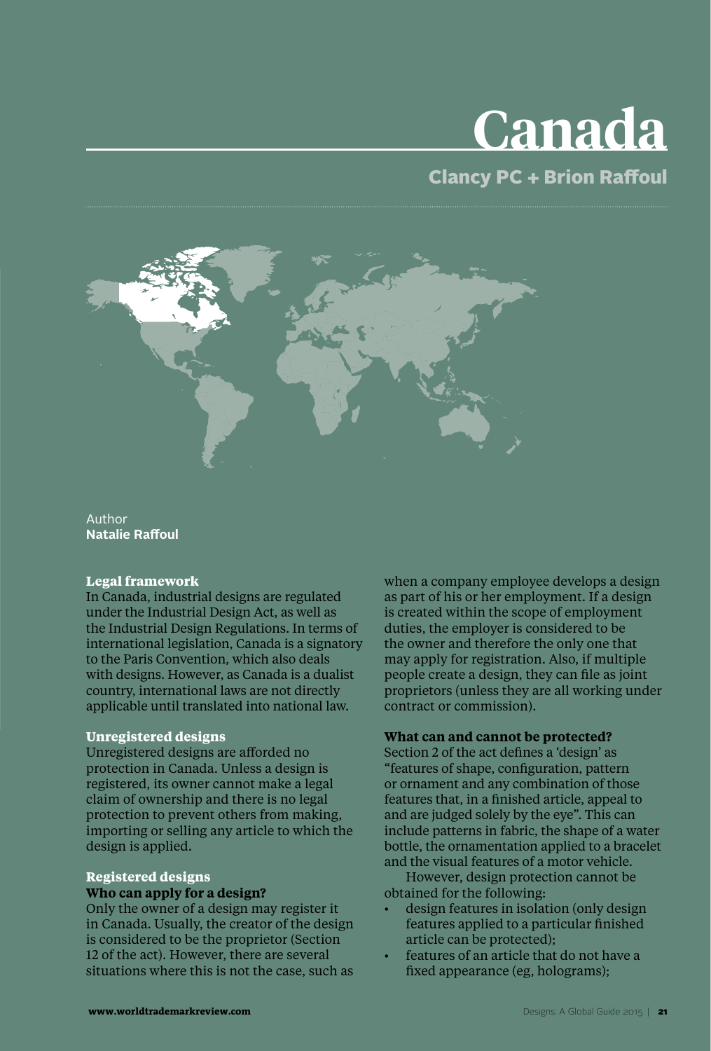# Canada

## Clancy PC + Brion Raffoul

Author
**Natalie Raffoul**

### Legal framework

In Canada, industrial designs are regulated under the Industrial Design Act, as well as the Industrial Design Regulations. In terms of international legislation, Canada is a signatory to the Paris Convention, which also deals with designs. However, as Canada is a dualist country, international laws are not directly applicable until translated into national law.

### Unregistered designs

Unregistered designs are afforded no protection in Canada. Unless a design is registered, its owner cannot make a legal claim of ownership and there is no legal protection to prevent others from making, importing or selling any article to which the design is applied.

### Registered designs

#### Who can apply for a design?

Only the owner of a design may register it in Canada. Usually, the creator of the design is considered to be the proprietor (Section 12 of the act). However, there are several situations where this is not the case, such as when a company employee develops a design as part of his or her employment. If a design is created within the scope of employment duties, the employer is considered to be the owner and therefore the only one that may apply for registration. Also, if multiple people create a design, they can file as joint proprietors (unless they are all working under contract or commission).

#### What can and cannot be protected?

Section 2 of the act defines a 'design' as "features of shape, configuration, pattern or ornament and any combination of those features that, in a finished article, appeal to and are judged solely by the eye". This can include patterns in fabric, the shape of a water bottle, the ornamentation applied to a bracelet and the visual features of a motor vehicle.

However, design protection cannot be obtained for the following:

- design features in isolation (only design features applied to a particular finished article can be protected);
- features of an article that do not have a fixed appearance (eg, holograms);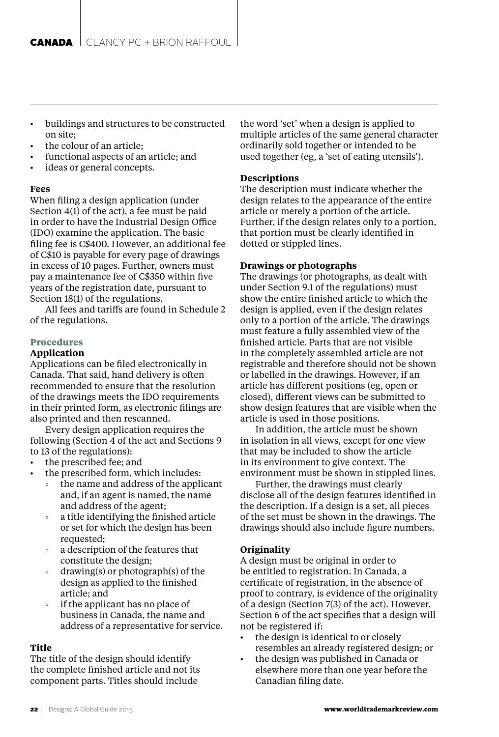- buildings and structures to be constructed on site;
- the colour of an article;
- functional aspects of an article; and
- ideas or general concepts.

**Fees**

When filing a design application (under Section 4(1) of the act), a fee must be paid in order to have the Industrial Design Office (IDO) examine the application. The basic filing fee is C$400. However, an additional fee of C$10 is payable for every page of drawings in excess of 10 pages. Further, owners must pay a maintenance fee of C$350 within five years of the registration date, pursuant to Section 18(1) of the regulations.

All fees and tariffs are found in Schedule 2 of the regulations.

## Procedures

**Application**

Applications can be filed electronically in Canada. That said, hand delivery is often recommended to ensure that the resolution of the drawings meets the IDO requirements in their printed form, as electronic filings are also printed and then rescanned.

Every design application requires the following (Section 4 of the act and Sections 9 to 13 of the regulations):

- the prescribed fee; and
- the prescribed form, which includes:
  - the name and address of the applicant and, if an agent is named, the name and address of the agent;
  - a title identifying the finished article or set for which the design has been requested;
  - a description of the features that constitute the design;
  - drawing(s) or photograph(s) of the design as applied to the finished article; and
  - if the applicant has no place of business in Canada, the name and address of a representative for service.

**Title**

The title of the design should identify the complete finished article and not its component parts. Titles should include the word 'set' when a design is applied to multiple articles of the same general character ordinarily sold together or intended to be used together (eg, a 'set of eating utensils').

**Descriptions**

The description must indicate whether the design relates to the appearance of the entire article or merely a portion of the article. Further, if the design relates only to a portion, that portion must be clearly identified in dotted or stippled lines.

**Drawings or photographs**

The drawings (or photographs, as dealt with under Section 9.1 of the regulations) must show the entire finished article to which the design is applied, even if the design relates only to a portion of the article. The drawings must feature a fully assembled view of the finished article. Parts that are not visible in the completely assembled article are not registrable and therefore should not be shown or labelled in the drawings. However, if an article has different positions (eg, open or closed), different views can be submitted to show design features that are visible when the article is used in those positions.

In addition, the article must be shown in isolation in all views, except for one view that may be included to show the article in its environment to give context. The environment must be shown in stippled lines.

Further, the drawings must clearly disclose all of the design features identified in the description. If a design is a set, all pieces of the set must be shown in the drawings. The drawings should also include figure numbers.

**Originality**

A design must be original in order to be entitled to registration. In Canada, a certificate of registration, in the absence of proof to contrary, is evidence of the originality of a design (Section 7(3) of the act). However, Section 6 of the act specifies that a design will not be registered if:

- the design is identical to or closely resembles an already registered design; or
- the design was published in Canada or elsewhere more than one year before the Canadian filing date.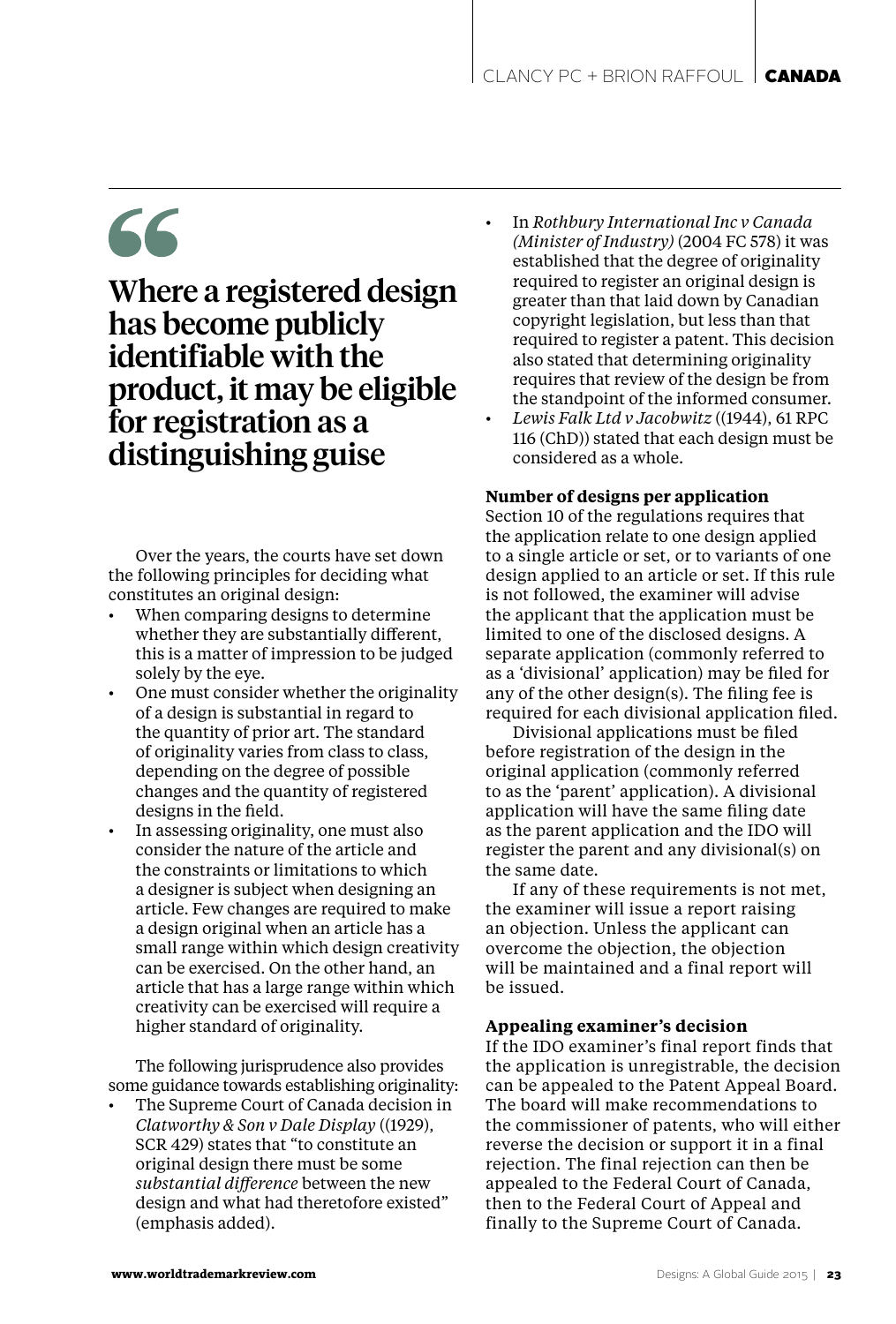> Where a registered design has become publicly identifiable with the product, it may be eligible for registration as a distinguishing guise

Over the years, the courts have set down the following principles for deciding what constitutes an original design:

- When comparing designs to determine whether they are substantially different, this is a matter of impression to be judged solely by the eye.
- One must consider whether the originality of a design is substantial in regard to the quantity of prior art. The standard of originality varies from class to class, depending on the degree of possible changes and the quantity of registered designs in the field.
- In assessing originality, one must also consider the nature of the article and the constraints or limitations to which a designer is subject when designing an article. Few changes are required to make a design original when an article has a small range within which design creativity can be exercised. On the other hand, an article that has a large range within which creativity can be exercised will require a higher standard of originality.

The following jurisprudence also provides some guidance towards establishing originality:

- The Supreme Court of Canada decision in *Clatworthy & Son v Dale Display* ((1929), SCR 429) states that "to constitute an original design there must be some *substantial difference* between the new design and what had theretofore existed" (emphasis added).
- In *Rothbury International Inc v Canada (Minister of Industry)* (2004 FC 578) it was established that the degree of originality required to register an original design is greater than that laid down by Canadian copyright legislation, but less than that required to register a patent. This decision also stated that determining originality requires that review of the design be from the standpoint of the informed consumer.
- *Lewis Falk Ltd v Jacobwitz* ((1944), 61 RPC 116 (ChD)) stated that each design must be considered as a whole.

**Number of designs per application**

Section 10 of the regulations requires that the application relate to one design applied to a single article or set, or to variants of one design applied to an article or set. If this rule is not followed, the examiner will advise the applicant that the application must be limited to one of the disclosed designs. A separate application (commonly referred to as a 'divisional' application) may be filed for any of the other design(s). The filing fee is required for each divisional application filed.

Divisional applications must be filed before registration of the design in the original application (commonly referred to as the 'parent' application). A divisional application will have the same filing date as the parent application and the IDO will register the parent and any divisional(s) on the same date.

If any of these requirements is not met, the examiner will issue a report raising an objection. Unless the applicant can overcome the objection, the objection will be maintained and a final report will be issued.

**Appealing examiner's decision**

If the IDO examiner's final report finds that the application is unregistrable, the decision can be appealed to the Patent Appeal Board. The board will make recommendations to the commissioner of patents, who will either reverse the decision or support it in a final rejection. The final rejection can then be appealed to the Federal Court of Canada, then to the Federal Court of Appeal and finally to the Supreme Court of Canada.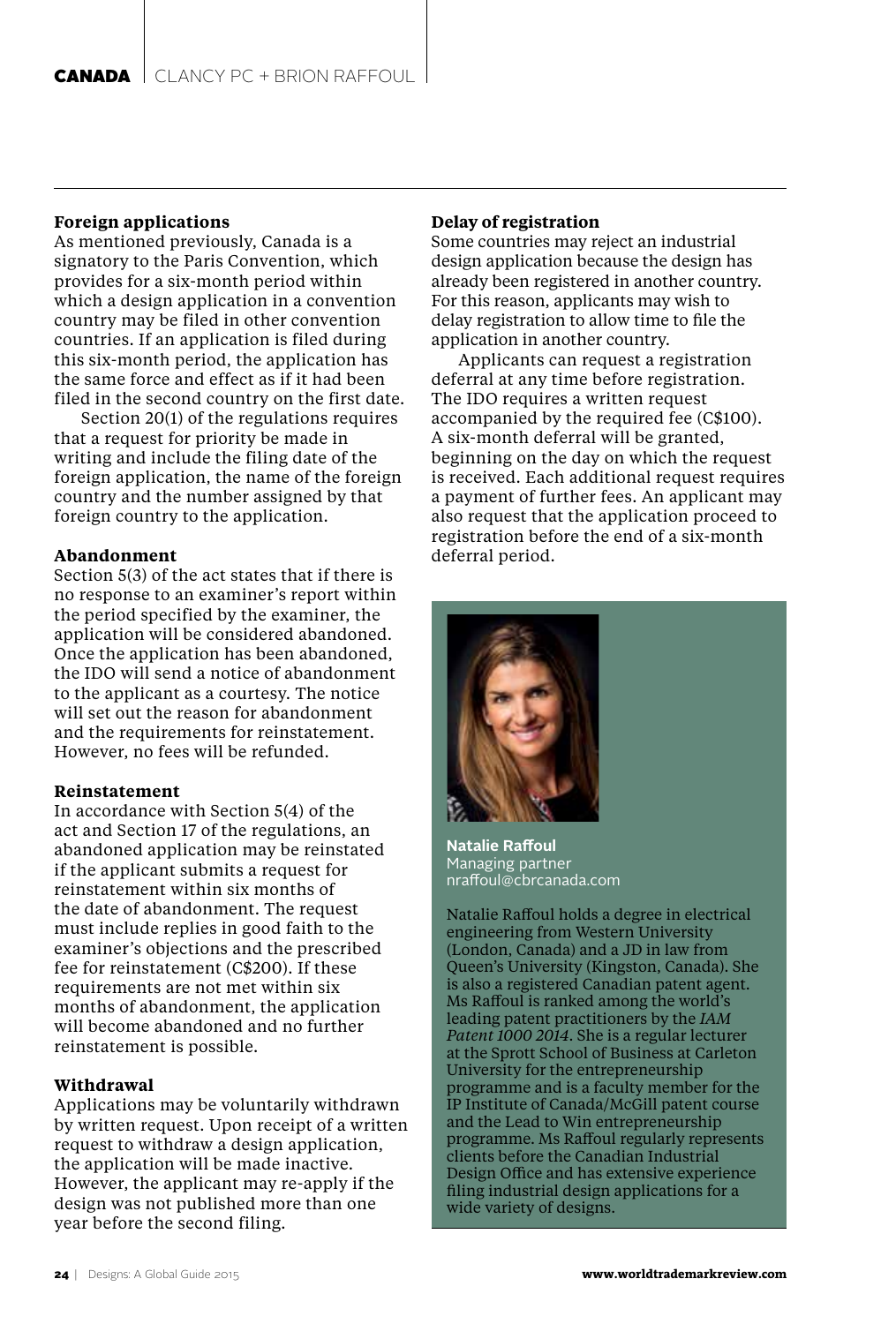### Foreign applications

As mentioned previously, Canada is a signatory to the Paris Convention, which provides for a six-month period within which a design application in a convention country may be filed in other convention countries. If an application is filed during this six-month period, the application has the same force and effect as if it had been filed in the second country on the first date.

Section 20(1) of the regulations requires that a request for priority be made in writing and include the filing date of the foreign application, the name of the foreign country and the number assigned by that foreign country to the application.

### Abandonment

Section 5(3) of the act states that if there is no response to an examiner's report within the period specified by the examiner, the application will be considered abandoned. Once the application has been abandoned, the IDO will send a notice of abandonment to the applicant as a courtesy. The notice will set out the reason for abandonment and the requirements for reinstatement. However, no fees will be refunded.

### Reinstatement

In accordance with Section 5(4) of the act and Section 17 of the regulations, an abandoned application may be reinstated if the applicant submits a request for reinstatement within six months of the date of abandonment. The request must include replies in good faith to the examiner's objections and the prescribed fee for reinstatement (C$200). If these requirements are not met within six months of abandonment, the application will become abandoned and no further reinstatement is possible.

### Withdrawal

Applications may be voluntarily withdrawn by written request. Upon receipt of a written request to withdraw a design application, the application will be made inactive. However, the applicant may re-apply if the design was not published more than one year before the second filing.

### Delay of registration

Some countries may reject an industrial design application because the design has already been registered in another country. For this reason, applicants may wish to delay registration to allow time to file the application in another country.

Applicants can request a registration deferral at any time before registration. The IDO requires a written request accompanied by the required fee (C$100). A six-month deferral will be granted, beginning on the day on which the request is received. Each additional request requires a payment of further fees. An applicant may also request that the application proceed to registration before the end of a six-month deferral period.

**Natalie Raffoul**
Managing partner
nraffoul@cbrcanada.com

Natalie Raffoul holds a degree in electrical engineering from Western University (London, Canada) and a JD in law from Queen's University (Kingston, Canada). She is also a registered Canadian patent agent. Ms Raffoul is ranked among the world's leading patent practitioners by the *IAM Patent 1000 2014*. She is a regular lecturer at the Sprott School of Business at Carleton University for the entrepreneurship programme and is a faculty member for the IP Institute of Canada/McGill patent course and the Lead to Win entrepreneurship programme. Ms Raffoul regularly represents clients before the Canadian Industrial Design Office and has extensive experience filing industrial design applications for a wide variety of designs.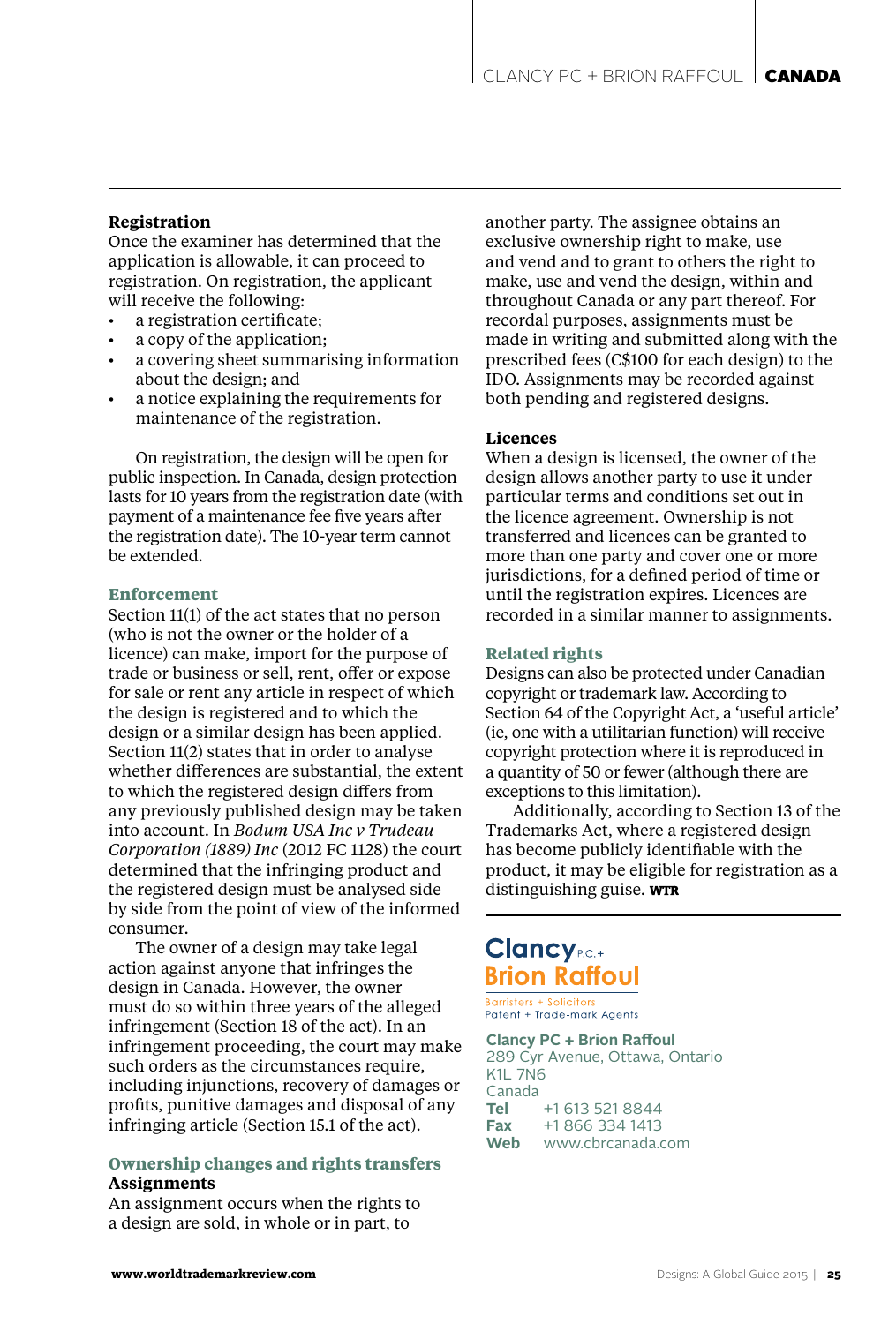### Registration

Once the examiner has determined that the application is allowable, it can proceed to registration. On registration, the applicant will receive the following:

- a registration certificate;
- a copy of the application;
- a covering sheet summarising information about the design; and
- a notice explaining the requirements for maintenance of the registration.

On registration, the design will be open for public inspection. In Canada, design protection lasts for 10 years from the registration date (with payment of a maintenance fee five years after the registration date). The 10-year term cannot be extended.

## Enforcement

Section 11(1) of the act states that no person (who is not the owner or the holder of a licence) can make, import for the purpose of trade or business or sell, rent, offer or expose for sale or rent any article in respect of which the design is registered and to which the design or a similar design has been applied. Section 11(2) states that in order to analyse whether differences are substantial, the extent to which the registered design differs from any previously published design may be taken into account. In *Bodum USA Inc v Trudeau Corporation (1889) Inc* (2012 FC 1128) the court determined that the infringing product and the registered design must be analysed side by side from the point of view of the informed consumer.

The owner of a design may take legal action against anyone that infringes the design in Canada. However, the owner must do so within three years of the alleged infringement (Section 18 of the act). In an infringement proceeding, the court may make such orders as the circumstances require, including injunctions, recovery of damages or profits, punitive damages and disposal of any infringing article (Section 15.1 of the act).

## Ownership changes and rights transfers

### Assignments

An assignment occurs when the rights to a design are sold, in whole or in part, to another party. The assignee obtains an exclusive ownership right to make, use and vend and to grant to others the right to make, use and vend the design, within and throughout Canada or any part thereof. For recordal purposes, assignments must be made in writing and submitted along with the prescribed fees (C$100 for each design) to the IDO. Assignments may be recorded against both pending and registered designs.

### Licences

When a design is licensed, the owner of the design allows another party to use it under particular terms and conditions set out in the licence agreement. Ownership is not transferred and licences can be granted to more than one party and cover one or more jurisdictions, for a defined period of time or until the registration expires. Licences are recorded in a similar manner to assignments.

## Related rights

Designs can also be protected under Canadian copyright or trademark law. According to Section 64 of the Copyright Act, a 'useful article' (ie, one with a utilitarian function) will receive copyright protection where it is reproduced in a quantity of 50 or fewer (although there are exceptions to this limitation).

Additionally, according to Section 13 of the Trademarks Act, where a registered design has become publicly identifiable with the product, it may be eligible for registration as a distinguishing guise. **WTR**

Clancy P.C.+
Brion Raffoul
Barristers + Solicitors
Patent + Trade-mark Agents

**Clancy PC + Brion Raffoul**
289 Cyr Avenue, Ottawa, Ontario
K1L 7N6
Canada
**Tel** +1 613 521 8844
**Fax** +1 866 334 1413
**Web** www.cbrcanada.com